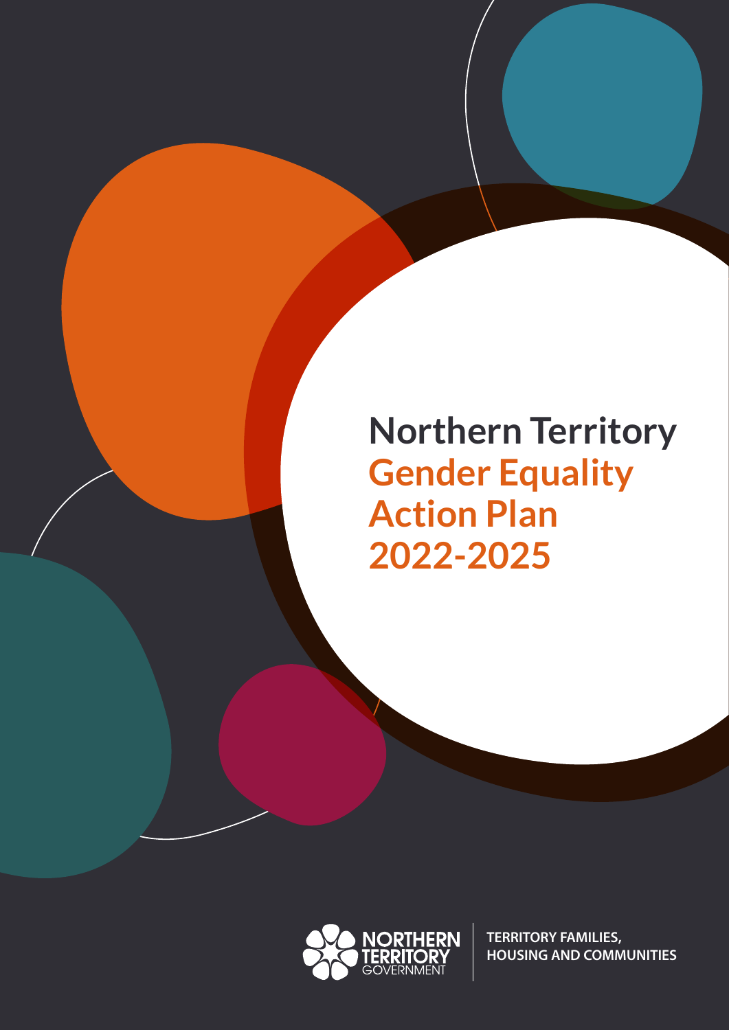# Northern Territory Gender Equality Action Plan 2022-2025

NORTHERN TERRITORY GOVERNMENT

TERRITORY FAMILIES, HOUSING AND COMMUNITIES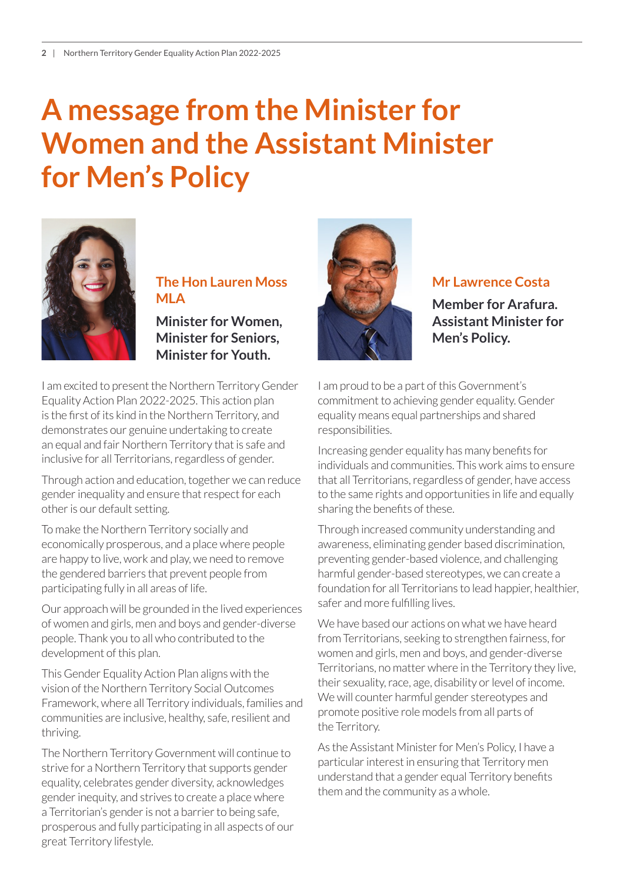# A message from the Minister for Women and the Assistant Minister for Men's Policy

## The Hon Lauren Moss MLA

**Minister for Women, Minister for Seniors, Minister for Youth.**

I am excited to present the Northern Territory Gender Equality Action Plan 2022-2025. This action plan is the first of its kind in the Northern Territory, and demonstrates our genuine undertaking to create an equal and fair Northern Territory that is safe and inclusive for all Territorians, regardless of gender.

Through action and education, together we can reduce gender inequality and ensure that respect for each other is our default setting.

To make the Northern Territory socially and economically prosperous, and a place where people are happy to live, work and play, we need to remove the gendered barriers that prevent people from participating fully in all areas of life.

Our approach will be grounded in the lived experiences of women and girls, men and boys and gender-diverse people. Thank you to all who contributed to the development of this plan.

This Gender Equality Action Plan aligns with the vision of the Northern Territory Social Outcomes Framework, where all Territory individuals, families and communities are inclusive, healthy, safe, resilient and thriving.

The Northern Territory Government will continue to strive for a Northern Territory that supports gender equality, celebrates gender diversity, acknowledges gender inequity, and strives to create a place where a Territorian's gender is not a barrier to being safe, prosperous and fully participating in all aspects of our great Territory lifestyle.

## Mr Lawrence Costa

**Member for Arafura. Assistant Minister for Men's Policy.**

I am proud to be a part of this Government's commitment to achieving gender equality. Gender equality means equal partnerships and shared responsibilities.

Increasing gender equality has many benefits for individuals and communities. This work aims to ensure that all Territorians, regardless of gender, have access to the same rights and opportunities in life and equally sharing the benefits of these.

Through increased community understanding and awareness, eliminating gender based discrimination, preventing gender-based violence, and challenging harmful gender-based stereotypes, we can create a foundation for all Territorians to lead happier, healthier, safer and more fulfilling lives.

We have based our actions on what we have heard from Territorians, seeking to strengthen fairness, for women and girls, men and boys, and gender-diverse Territorians, no matter where in the Territory they live, their sexuality, race, age, disability or level of income. We will counter harmful gender stereotypes and promote positive role models from all parts of the Territory.

As the Assistant Minister for Men's Policy, I have a particular interest in ensuring that Territory men understand that a gender equal Territory benefits them and the community as a whole.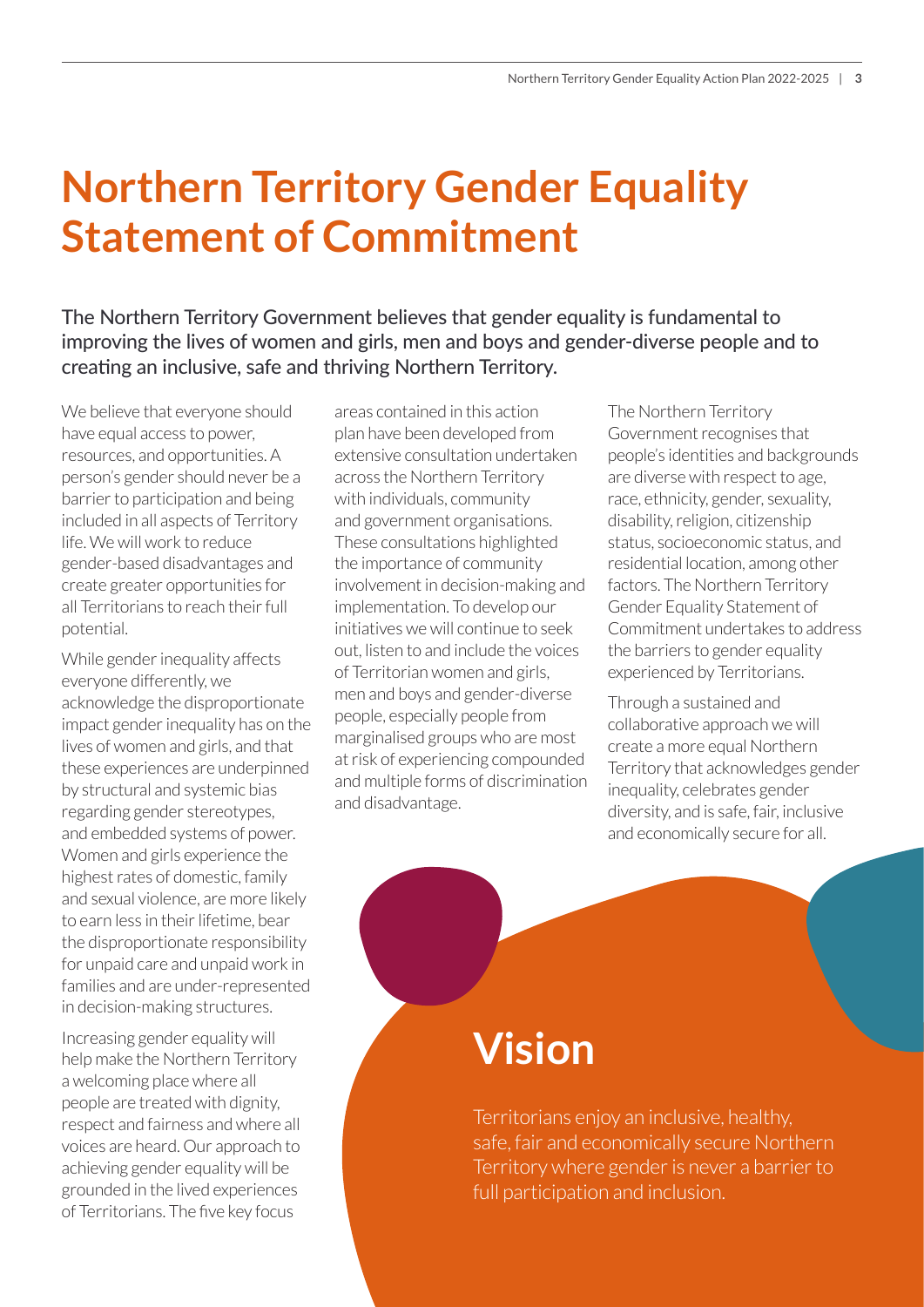# Northern Territory Gender Equality Statement of Commitment

The Northern Territory Government believes that gender equality is fundamental to improving the lives of women and girls, men and boys and gender-diverse people and to creating an inclusive, safe and thriving Northern Territory.

We believe that everyone should have equal access to power, resources, and opportunities. A person's gender should never be a barrier to participation and being included in all aspects of Territory life. We will work to reduce gender-based disadvantages and create greater opportunities for all Territorians to reach their full potential.

While gender inequality affects everyone differently, we acknowledge the disproportionate impact gender inequality has on the lives of women and girls, and that these experiences are underpinned by structural and systemic bias regarding gender stereotypes, and embedded systems of power. Women and girls experience the highest rates of domestic, family and sexual violence, are more likely to earn less in their lifetime, bear the disproportionate responsibility for unpaid care and unpaid work in families and are under-represented in decision-making structures.

Increasing gender equality will help make the Northern Territory a welcoming place where all people are treated with dignity, respect and fairness and where all voices are heard. Our approach to achieving gender equality will be grounded in the lived experiences of Territorians. The five key focus areas contained in this action plan have been developed from extensive consultation undertaken across the Northern Territory with individuals, community and government organisations. These consultations highlighted the importance of community involvement in decision-making and implementation. To develop our initiatives we will continue to seek out, listen to and include the voices of Territorian women and girls, men and boys and gender-diverse people, especially people from marginalised groups who are most at risk of experiencing compounded and multiple forms of discrimination and disadvantage.

The Northern Territory Government recognises that people's identities and backgrounds are diverse with respect to age, race, ethnicity, gender, sexuality, disability, religion, citizenship status, socioeconomic status, and residential location, among other factors. The Northern Territory Gender Equality Statement of Commitment undertakes to address the barriers to gender equality experienced by Territorians.

Through a sustained and collaborative approach we will create a more equal Northern Territory that acknowledges gender inequality, celebrates gender diversity, and is safe, fair, inclusive and economically secure for all.

## Vision

Territorians enjoy an inclusive, healthy, safe, fair and economically secure Northern Territory where gender is never a barrier to full participation and inclusion.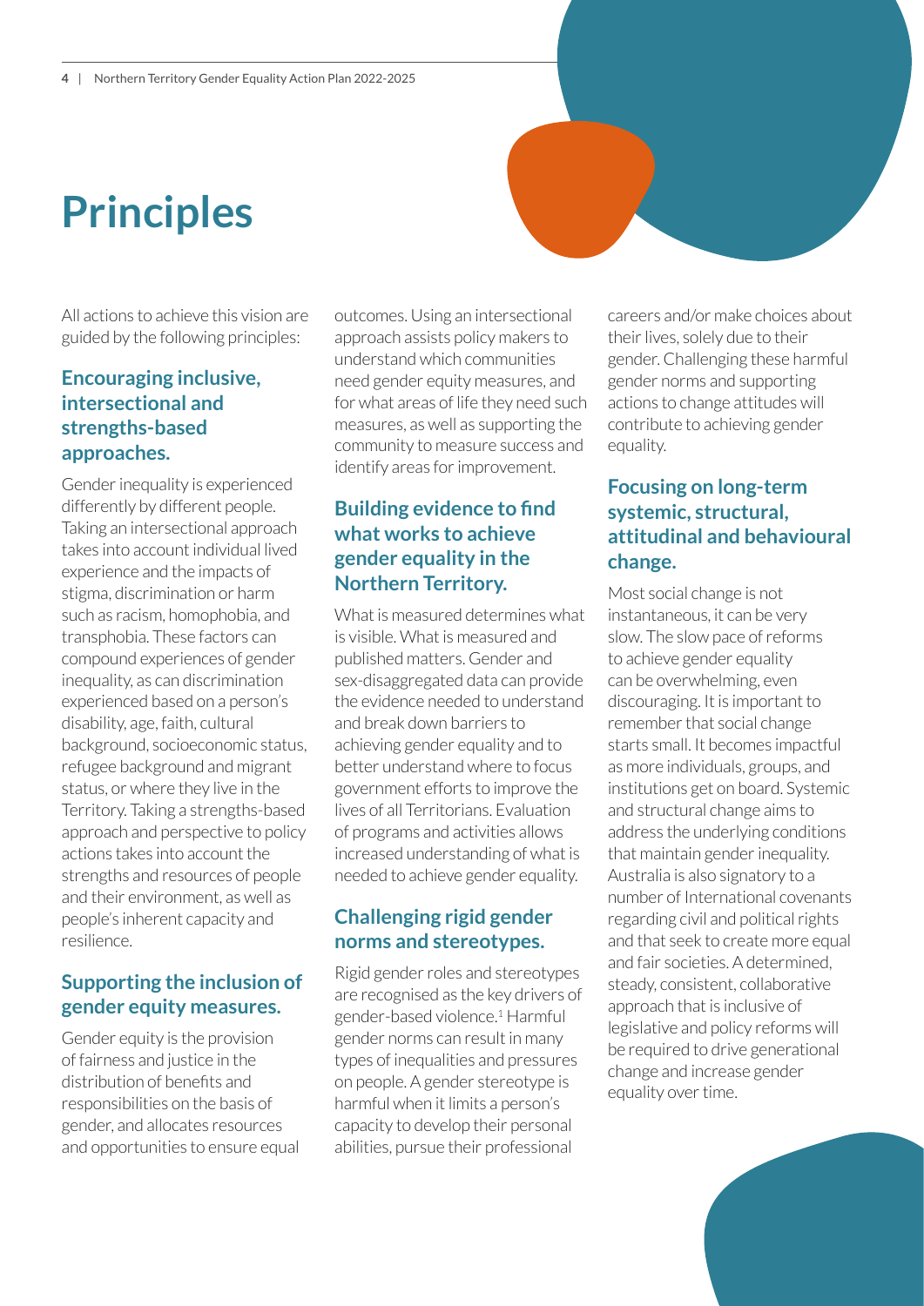# Principles

All actions to achieve this vision are guided by the following principles:

### Encouraging inclusive, intersectional and strengths-based approaches.

Gender inequality is experienced differently by different people. Taking an intersectional approach takes into account individual lived experience and the impacts of stigma, discrimination or harm such as racism, homophobia, and transphobia. These factors can compound experiences of gender inequality, as can discrimination experienced based on a person's disability, age, faith, cultural background, socioeconomic status, refugee background and migrant status, or where they live in the Territory. Taking a strengths-based approach and perspective to policy actions takes into account the strengths and resources of people and their environment, as well as people's inherent capacity and resilience.

### Supporting the inclusion of gender equity measures.

Gender equity is the provision of fairness and justice in the distribution of benefits and responsibilities on the basis of gender, and allocates resources and opportunities to ensure equal outcomes. Using an intersectional approach assists policy makers to understand which communities need gender equity measures, and for what areas of life they need such measures, as well as supporting the community to measure success and identify areas for improvement.

### Building evidence to find what works to achieve gender equality in the Northern Territory.

What is measured determines what is visible. What is measured and published matters. Gender and sex-disaggregated data can provide the evidence needed to understand and break down barriers to achieving gender equality and to better understand where to focus government efforts to improve the lives of all Territorians. Evaluation of programs and activities allows increased understanding of what is needed to achieve gender equality.

### Challenging rigid gender norms and stereotypes.

Rigid gender roles and stereotypes are recognised as the key drivers of gender-based violence.[1] Harmful gender norms can result in many types of inequalities and pressures on people. A gender stereotype is harmful when it limits a person's capacity to develop their personal abilities, pursue their professional careers and/or make choices about their lives, solely due to their gender. Challenging these harmful gender norms and supporting actions to change attitudes will contribute to achieving gender equality.

### Focusing on long-term systemic, structural, attitudinal and behavioural change.

Most social change is not instantaneous, it can be very slow. The slow pace of reforms to achieve gender equality can be overwhelming, even discouraging. It is important to remember that social change starts small. It becomes impactful as more individuals, groups, and institutions get on board. Systemic and structural change aims to address the underlying conditions that maintain gender inequality. Australia is also signatory to a number of International covenants regarding civil and political rights and that seek to create more equal and fair societies. A determined, steady, consistent, collaborative approach that is inclusive of legislative and policy reforms will be required to drive generational change and increase gender equality over time.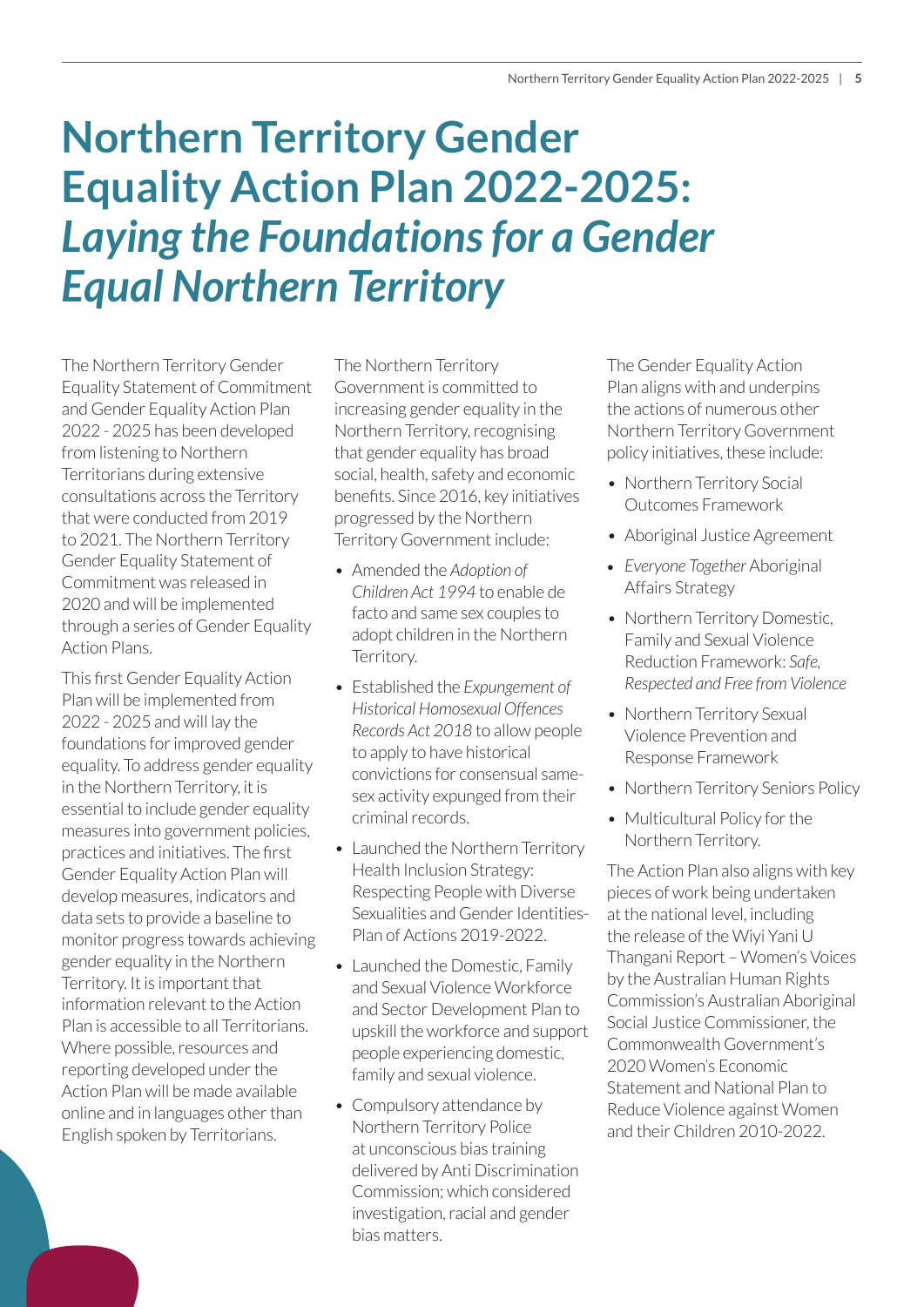# Northern Territory Gender Equality Action Plan 2022-2025: *Laying the Foundations for a Gender Equal Northern Territory*

The Northern Territory Gender Equality Statement of Commitment and Gender Equality Action Plan 2022 - 2025 has been developed from listening to Northern Territorians during extensive consultations across the Territory that were conducted from 2019 to 2021. The Northern Territory Gender Equality Statement of Commitment was released in 2020 and will be implemented through a series of Gender Equality Action Plans.

This first Gender Equality Action Plan will be implemented from 2022 - 2025 and will lay the foundations for improved gender equality. To address gender equality in the Northern Territory, it is essential to include gender equality measures into government policies, practices and initiatives. The first Gender Equality Action Plan will develop measures, indicators and data sets to provide a baseline to monitor progress towards achieving gender equality in the Northern Territory. It is important that information relevant to the Action Plan is accessible to all Territorians. Where possible, resources and reporting developed under the Action Plan will be made available online and in languages other than English spoken by Territorians.

The Northern Territory Government is committed to increasing gender equality in the Northern Territory, recognising that gender equality has broad social, health, safety and economic benefits. Since 2016, key initiatives progressed by the Northern Territory Government include:

- Amended the *Adoption of Children Act 1994* to enable de facto and same sex couples to adopt children in the Northern Territory.
- Established the *Expungement of Historical Homosexual Offences Records Act 2018* to allow people to apply to have historical convictions for consensual same-sex activity expunged from their criminal records.
- Launched the Northern Territory Health Inclusion Strategy: Respecting People with Diverse Sexualities and Gender Identities-Plan of Actions 2019-2022.
- Launched the Domestic, Family and Sexual Violence Workforce and Sector Development Plan to upskill the workforce and support people experiencing domestic, family and sexual violence.
- Compulsory attendance by Northern Territory Police at unconscious bias training delivered by Anti Discrimination Commission; which considered investigation, racial and gender bias matters.

The Gender Equality Action Plan aligns with and underpins the actions of numerous other Northern Territory Government policy initiatives, these include:

- Northern Territory Social Outcomes Framework
- Aboriginal Justice Agreement
- *Everyone Together* Aboriginal Affairs Strategy
- Northern Territory Domestic, Family and Sexual Violence Reduction Framework: *Safe, Respected and Free from Violence*
- Northern Territory Sexual Violence Prevention and Response Framework
- Northern Territory Seniors Policy
- Multicultural Policy for the Northern Territory.

The Action Plan also aligns with key pieces of work being undertaken at the national level, including the release of the Wiyi Yani U Thangani Report – Women's Voices by the Australian Human Rights Commission's Australian Aboriginal Social Justice Commissioner, the Commonwealth Government's 2020 Women's Economic Statement and National Plan to Reduce Violence against Women and their Children 2010-2022.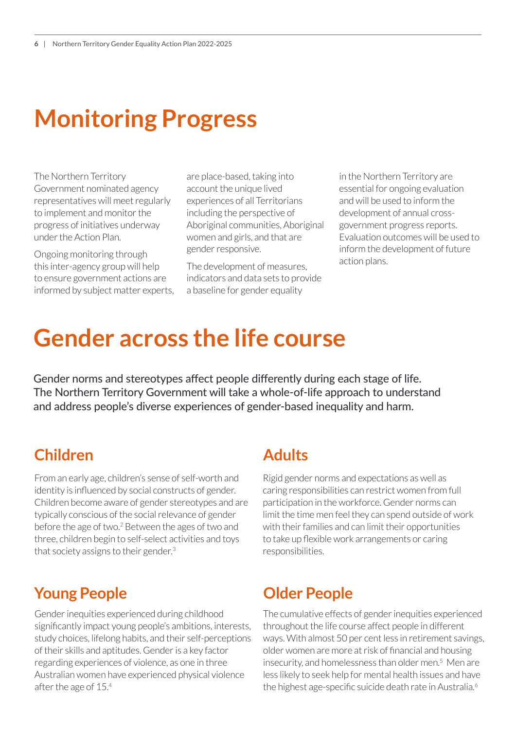# Monitoring Progress

The Northern Territory Government nominated agency representatives will meet regularly to implement and monitor the progress of initiatives underway under the Action Plan.

Ongoing monitoring through this inter-agency group will help to ensure government actions are informed by subject matter experts, are place-based, taking into account the unique lived experiences of all Territorians including the perspective of Aboriginal communities, Aboriginal women and girls, and that are gender responsive.

The development of measures, indicators and data sets to provide a baseline for gender equality in the Northern Territory are essential for ongoing evaluation and will be used to inform the development of annual cross-government progress reports. Evaluation outcomes will be used to inform the development of future action plans.

# Gender across the life course

Gender norms and stereotypes affect people differently during each stage of life. The Northern Territory Government will take a whole-of-life approach to understand and address people's diverse experiences of gender-based inequality and harm.

## Children

From an early age, children's sense of self-worth and identity is influenced by social constructs of gender. Children become aware of gender stereotypes and are typically conscious of the social relevance of gender before the age of two.[2] Between the ages of two and three, children begin to self-select activities and toys that society assigns to their gender.[3]

## Young People

Gender inequities experienced during childhood significantly impact young people's ambitions, interests, study choices, lifelong habits, and their self-perceptions of their skills and aptitudes. Gender is a key factor regarding experiences of violence, as one in three Australian women have experienced physical violence after the age of 15.[4]

## Adults

Rigid gender norms and expectations as well as caring responsibilities can restrict women from full participation in the workforce. Gender norms can limit the time men feel they can spend outside of work with their families and can limit their opportunities to take up flexible work arrangements or caring responsibilities.

## Older People

The cumulative effects of gender inequities experienced throughout the life course affect people in different ways. With almost 50 per cent less in retirement savings, older women are more at risk of financial and housing insecurity, and homelessness than older men.[5] Men are less likely to seek help for mental health issues and have the highest age-specific suicide death rate in Australia.[6]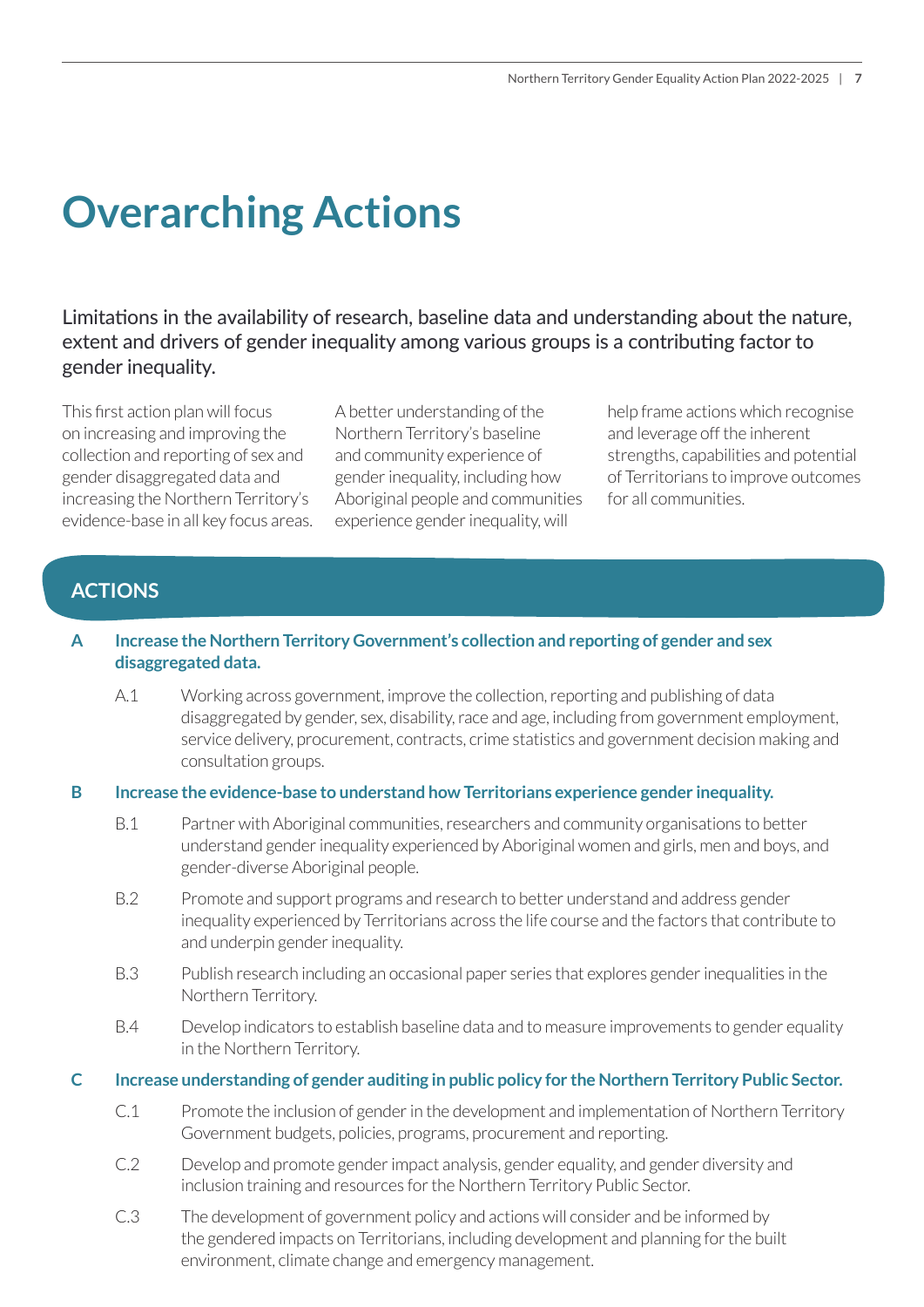# Overarching Actions

Limitations in the availability of research, baseline data and understanding about the nature, extent and drivers of gender inequality among various groups is a contributing factor to gender inequality.

This first action plan will focus on increasing and improving the collection and reporting of sex and gender disaggregated data and increasing the Northern Territory's evidence-base in all key focus areas. A better understanding of the Northern Territory's baseline and community experience of gender inequality, including how Aboriginal people and communities experience gender inequality, will help frame actions which recognise and leverage off the inherent strengths, capabilities and potential of Territorians to improve outcomes for all communities.

## ACTIONS

**A Increase the Northern Territory Government's collection and reporting of gender and sex disaggregated data.**

- A.1 Working across government, improve the collection, reporting and publishing of data disaggregated by gender, sex, disability, race and age, including from government employment, service delivery, procurement, contracts, crime statistics and government decision making and consultation groups.

**B Increase the evidence-base to understand how Territorians experience gender inequality.**

- B.1 Partner with Aboriginal communities, researchers and community organisations to better understand gender inequality experienced by Aboriginal women and girls, men and boys, and gender-diverse Aboriginal people.
- B.2 Promote and support programs and research to better understand and address gender inequality experienced by Territorians across the life course and the factors that contribute to and underpin gender inequality.
- B.3 Publish research including an occasional paper series that explores gender inequalities in the Northern Territory.
- B.4 Develop indicators to establish baseline data and to measure improvements to gender equality in the Northern Territory.

**C Increase understanding of gender auditing in public policy for the Northern Territory Public Sector.**

- C.1 Promote the inclusion of gender in the development and implementation of Northern Territory Government budgets, policies, programs, procurement and reporting.
- C.2 Develop and promote gender impact analysis, gender equality, and gender diversity and inclusion training and resources for the Northern Territory Public Sector.
- C.3 The development of government policy and actions will consider and be informed by the gendered impacts on Territorians, including development and planning for the built environment, climate change and emergency management.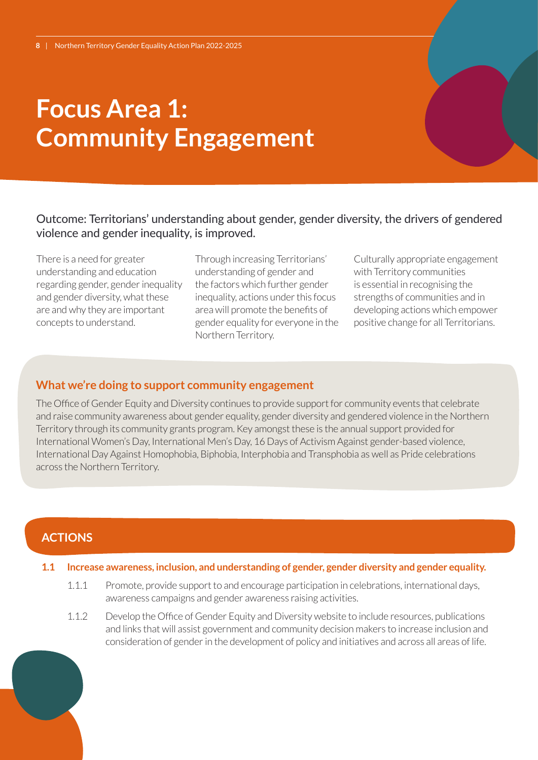# Focus Area 1: Community Engagement

Outcome: Territorians' understanding about gender, gender diversity, the drivers of gendered violence and gender inequality, is improved.

There is a need for greater understanding and education regarding gender, gender inequality and gender diversity, what these are and why they are important concepts to understand.

Through increasing Territorians' understanding of gender and the factors which further gender inequality, actions under this focus area will promote the benefits of gender equality for everyone in the Northern Territory.

Culturally appropriate engagement with Territory communities is essential in recognising the strengths of communities and in developing actions which empower positive change for all Territorians.

## What we're doing to support community engagement

The Office of Gender Equity and Diversity continues to provide support for community events that celebrate and raise community awareness about gender equality, gender diversity and gendered violence in the Northern Territory through its community grants program. Key amongst these is the annual support provided for International Women's Day, International Men's Day, 16 Days of Activism Against gender-based violence, International Day Against Homophobia, Biphobia, Interphobia and Transphobia as well as Pride celebrations across the Northern Territory.

## ACTIONS

**1.1 Increase awareness, inclusion, and understanding of gender, gender diversity and gender equality.**

1.1.1 Promote, provide support to and encourage participation in celebrations, international days, awareness campaigns and gender awareness raising activities.

1.1.2 Develop the Office of Gender Equity and Diversity website to include resources, publications and links that will assist government and community decision makers to increase inclusion and consideration of gender in the development of policy and initiatives and across all areas of life.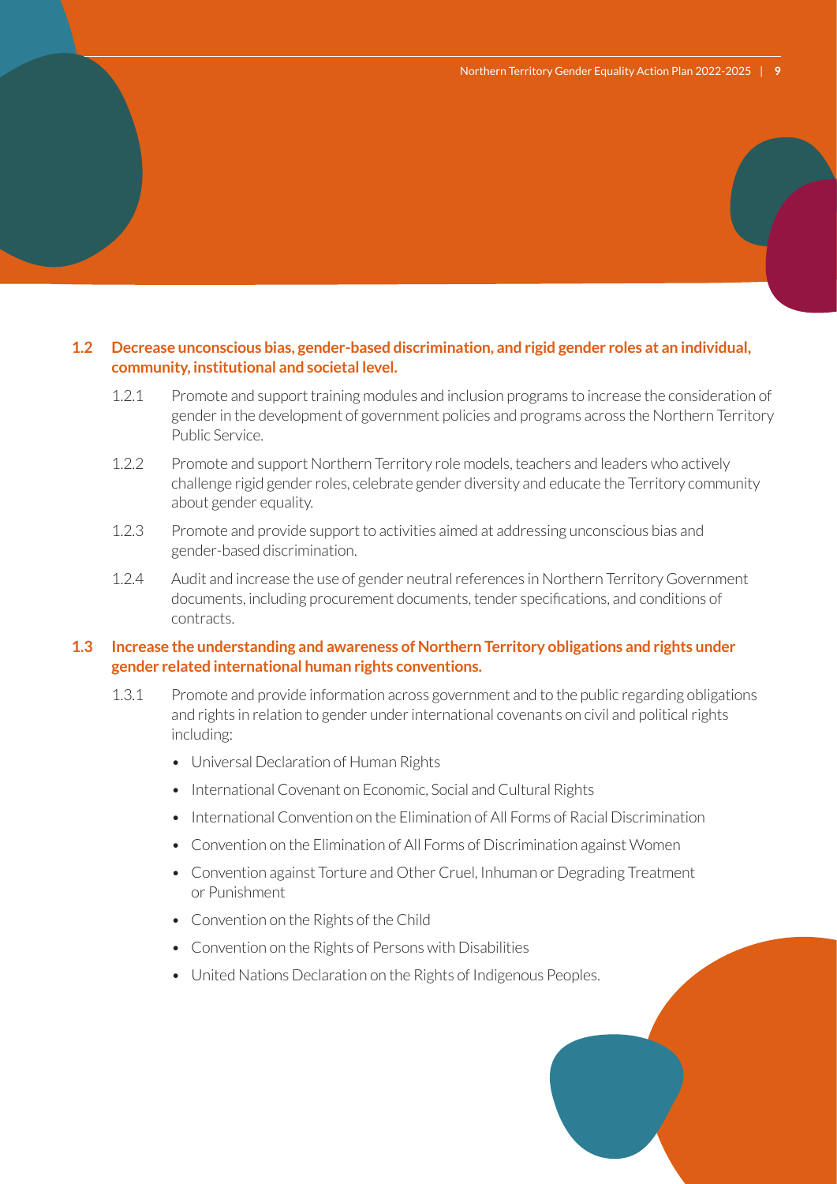### 1.2 Decrease unconscious bias, gender-based discrimination, and rigid gender roles at an individual, community, institutional and societal level.

1.2.1 Promote and support training modules and inclusion programs to increase the consideration of gender in the development of government policies and programs across the Northern Territory Public Service.

1.2.2 Promote and support Northern Territory role models, teachers and leaders who actively challenge rigid gender roles, celebrate gender diversity and educate the Territory community about gender equality.

1.2.3 Promote and provide support to activities aimed at addressing unconscious bias and gender-based discrimination.

1.2.4 Audit and increase the use of gender neutral references in Northern Territory Government documents, including procurement documents, tender specifications, and conditions of contracts.

### 1.3 Increase the understanding and awareness of Northern Territory obligations and rights under gender related international human rights conventions.

1.3.1 Promote and provide information across government and to the public regarding obligations and rights in relation to gender under international covenants on civil and political rights including:

- Universal Declaration of Human Rights
- International Covenant on Economic, Social and Cultural Rights
- International Convention on the Elimination of All Forms of Racial Discrimination
- Convention on the Elimination of All Forms of Discrimination against Women
- Convention against Torture and Other Cruel, Inhuman or Degrading Treatment or Punishment
- Convention on the Rights of the Child
- Convention on the Rights of Persons with Disabilities
- United Nations Declaration on the Rights of Indigenous Peoples.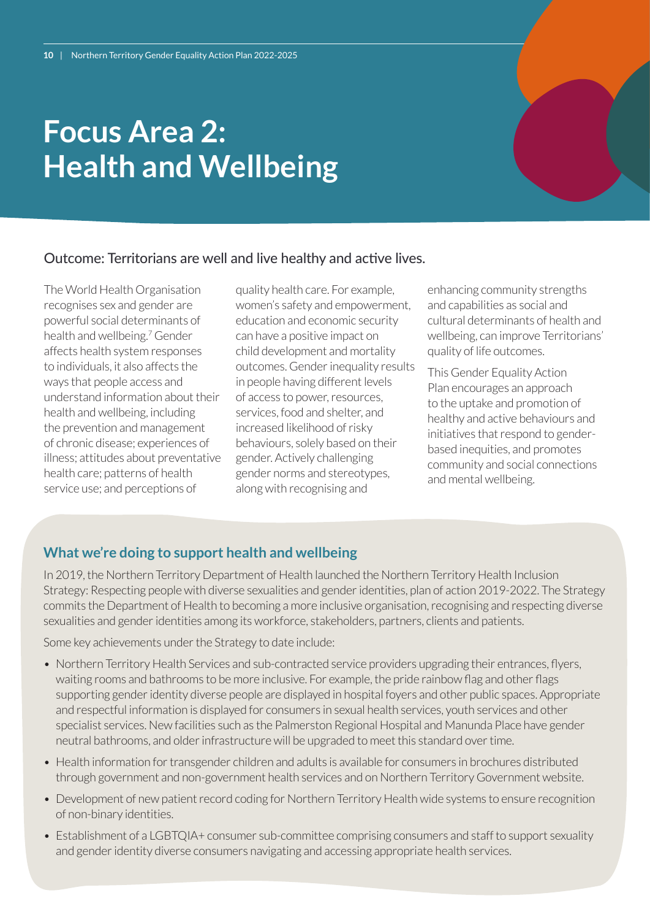# Focus Area 2: Health and Wellbeing

Outcome: Territorians are well and live healthy and active lives.

The World Health Organisation recognises sex and gender are powerful social determinants of health and wellbeing.[7] Gender affects health system responses to individuals, it also affects the ways that people access and understand information about their health and wellbeing, including the prevention and management of chronic disease; experiences of illness; attitudes about preventative health care; patterns of health service use; and perceptions of quality health care. For example, women's safety and empowerment, education and economic security can have a positive impact on child development and mortality outcomes. Gender inequality results in people having different levels of access to power, resources, services, food and shelter, and increased likelihood of risky behaviours, solely based on their gender. Actively challenging gender norms and stereotypes, along with recognising and enhancing community strengths and capabilities as social and cultural determinants of health and wellbeing, can improve Territorians' quality of life outcomes.

This Gender Equality Action Plan encourages an approach to the uptake and promotion of healthy and active behaviours and initiatives that respond to gender-based inequities, and promotes community and social connections and mental wellbeing.

## What we're doing to support health and wellbeing

In 2019, the Northern Territory Department of Health launched the Northern Territory Health Inclusion Strategy: Respecting people with diverse sexualities and gender identities, plan of action 2019-2022. The Strategy commits the Department of Health to becoming a more inclusive organisation, recognising and respecting diverse sexualities and gender identities among its workforce, stakeholders, partners, clients and patients.

Some key achievements under the Strategy to date include:

- Northern Territory Health Services and sub-contracted service providers upgrading their entrances, flyers, waiting rooms and bathrooms to be more inclusive. For example, the pride rainbow flag and other flags supporting gender identity diverse people are displayed in hospital foyers and other public spaces. Appropriate and respectful information is displayed for consumers in sexual health services, youth services and other specialist services. New facilities such as the Palmerston Regional Hospital and Manunda Place have gender neutral bathrooms, and older infrastructure will be upgraded to meet this standard over time.
- Health information for transgender children and adults is available for consumers in brochures distributed through government and non-government health services and on Northern Territory Government website.
- Development of new patient record coding for Northern Territory Health wide systems to ensure recognition of non-binary identities.
- Establishment of a LGBTQIA+ consumer sub-committee comprising consumers and staff to support sexuality and gender identity diverse consumers navigating and accessing appropriate health services.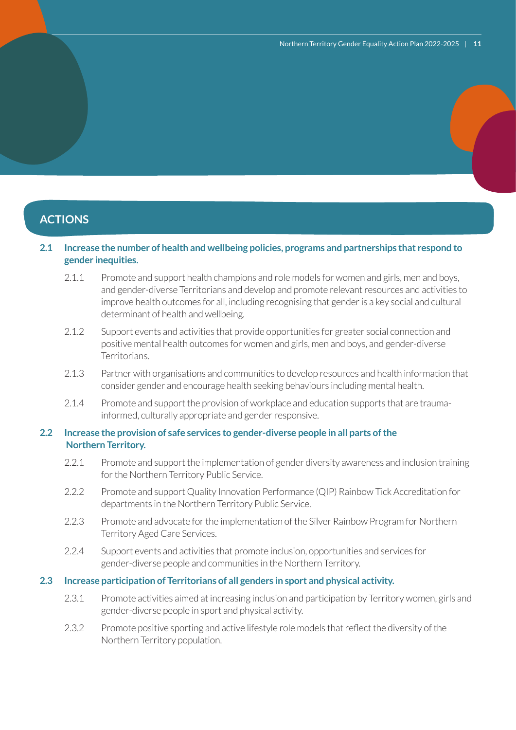## ACTIONS

### 2.1 Increase the number of health and wellbeing policies, programs and partnerships that respond to gender inequities.

2.1.1 Promote and support health champions and role models for women and girls, men and boys, and gender-diverse Territorians and develop and promote relevant resources and activities to improve health outcomes for all, including recognising that gender is a key social and cultural determinant of health and wellbeing.

2.1.2 Support events and activities that provide opportunities for greater social connection and positive mental health outcomes for women and girls, men and boys, and gender-diverse Territorians.

2.1.3 Partner with organisations and communities to develop resources and health information that consider gender and encourage health seeking behaviours including mental health.

2.1.4 Promote and support the provision of workplace and education supports that are trauma-informed, culturally appropriate and gender responsive.

### 2.2 Increase the provision of safe services to gender-diverse people in all parts of the Northern Territory.

2.2.1 Promote and support the implementation of gender diversity awareness and inclusion training for the Northern Territory Public Service.

2.2.2 Promote and support Quality Innovation Performance (QIP) Rainbow Tick Accreditation for departments in the Northern Territory Public Service.

2.2.3 Promote and advocate for the implementation of the Silver Rainbow Program for Northern Territory Aged Care Services.

2.2.4 Support events and activities that promote inclusion, opportunities and services for gender-diverse people and communities in the Northern Territory.

### 2.3 Increase participation of Territorians of all genders in sport and physical activity.

2.3.1 Promote activities aimed at increasing inclusion and participation by Territory women, girls and gender-diverse people in sport and physical activity.

2.3.2 Promote positive sporting and active lifestyle role models that reflect the diversity of the Northern Territory population.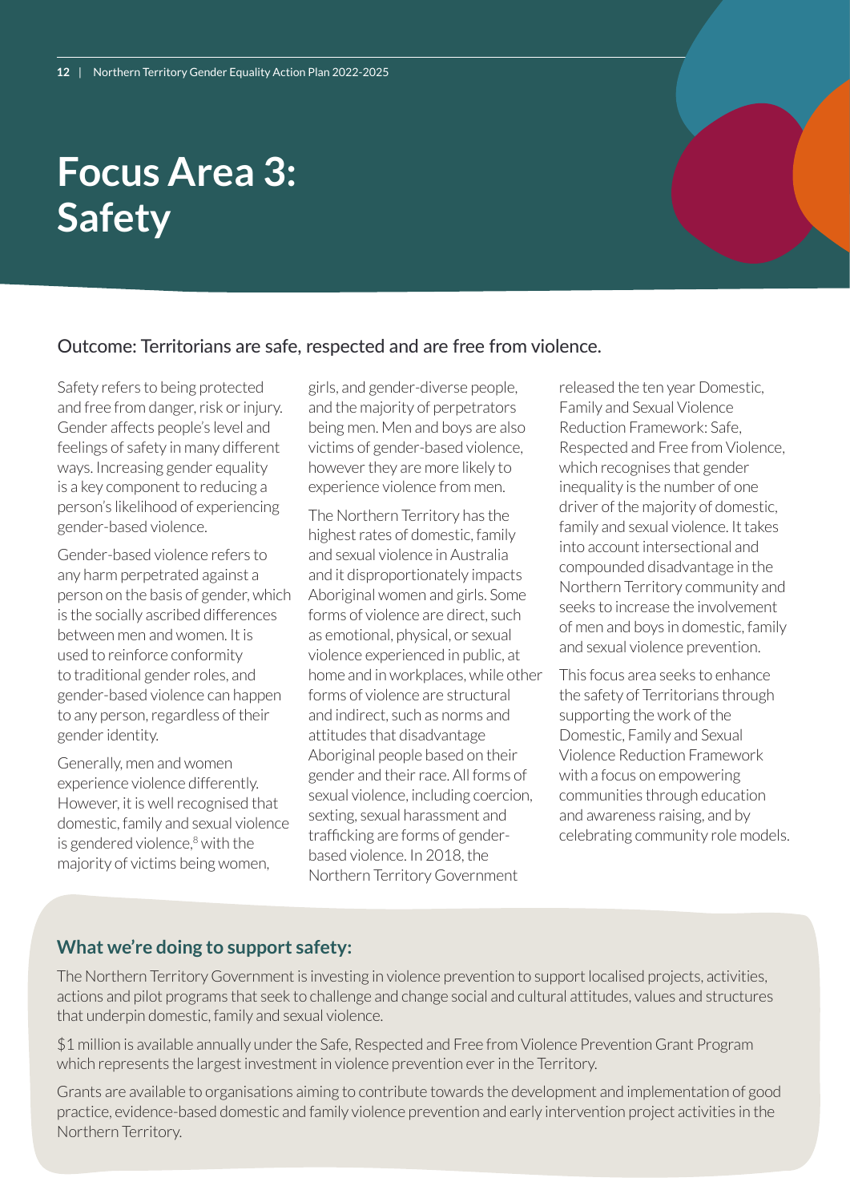# Focus Area 3: Safety

## Outcome: Territorians are safe, respected and are free from violence.

Safety refers to being protected and free from danger, risk or injury. Gender affects people's level and feelings of safety in many different ways. Increasing gender equality is a key component to reducing a person's likelihood of experiencing gender-based violence.

Gender-based violence refers to any harm perpetrated against a person on the basis of gender, which is the socially ascribed differences between men and women. It is used to reinforce conformity to traditional gender roles, and gender-based violence can happen to any person, regardless of their gender identity.

Generally, men and women experience violence differently. However, it is well recognised that domestic, family and sexual violence is gendered violence,[8] with the majority of victims being women, girls, and gender-diverse people, and the majority of perpetrators being men. Men and boys are also victims of gender-based violence, however they are more likely to experience violence from men.

The Northern Territory has the highest rates of domestic, family and sexual violence in Australia and it disproportionately impacts Aboriginal women and girls. Some forms of violence are direct, such as emotional, physical, or sexual violence experienced in public, at home and in workplaces, while other forms of violence are structural and indirect, such as norms and attitudes that disadvantage Aboriginal people based on their gender and their race. All forms of sexual violence, including coercion, sexting, sexual harassment and trafficking are forms of gender-based violence. In 2018, the Northern Territory Government released the ten year Domestic, Family and Sexual Violence Reduction Framework: Safe, Respected and Free from Violence, which recognises that gender inequality is the number of one driver of the majority of domestic, family and sexual violence. It takes into account intersectional and compounded disadvantage in the Northern Territory community and seeks to increase the involvement of men and boys in domestic, family and sexual violence prevention.

This focus area seeks to enhance the safety of Territorians through supporting the work of the Domestic, Family and Sexual Violence Reduction Framework with a focus on empowering communities through education and awareness raising, and by celebrating community role models.

### What we're doing to support safety:

The Northern Territory Government is investing in violence prevention to support localised projects, activities, actions and pilot programs that seek to challenge and change social and cultural attitudes, values and structures that underpin domestic, family and sexual violence.

$1 million is available annually under the Safe, Respected and Free from Violence Prevention Grant Program which represents the largest investment in violence prevention ever in the Territory.

Grants are available to organisations aiming to contribute towards the development and implementation of good practice, evidence-based domestic and family violence prevention and early intervention project activities in the Northern Territory.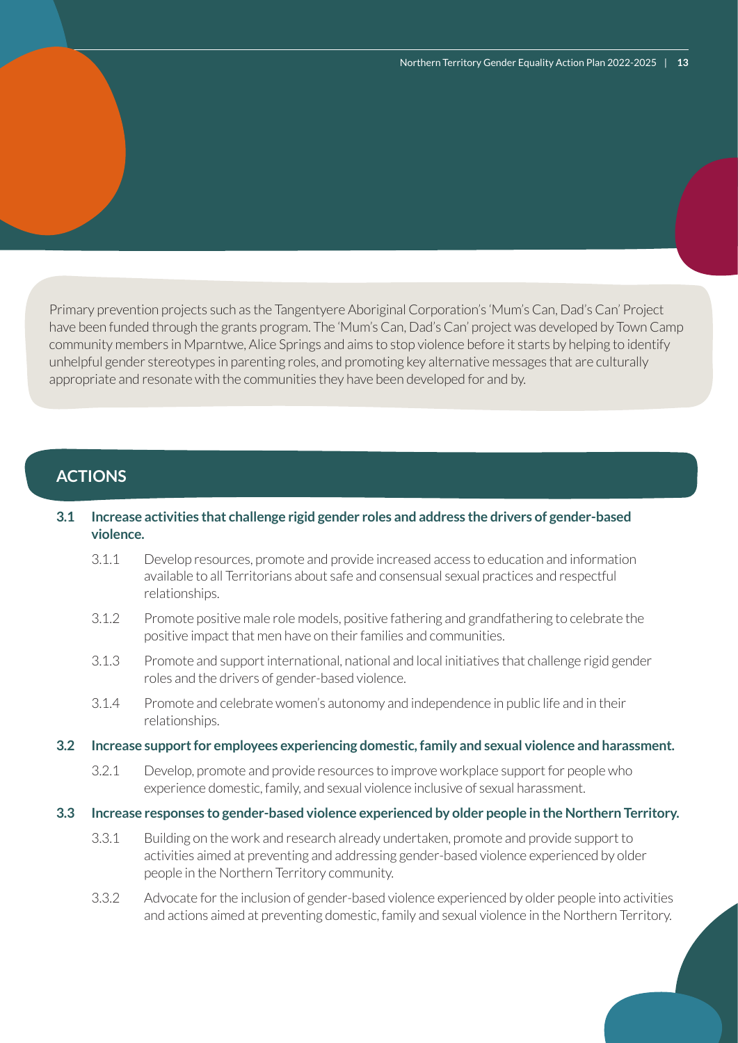Primary prevention projects such as the Tangentyere Aboriginal Corporation's 'Mum's Can, Dad's Can' Project have been funded through the grants program. The 'Mum's Can, Dad's Can' project was developed by Town Camp community members in Mparntwe, Alice Springs and aims to stop violence before it starts by helping to identify unhelpful gender stereotypes in parenting roles, and promoting key alternative messages that are culturally appropriate and resonate with the communities they have been developed for and by.

## ACTIONS

**3.1 Increase activities that challenge rigid gender roles and address the drivers of gender-based violence.**

- 3.1.1 Develop resources, promote and provide increased access to education and information available to all Territorians about safe and consensual sexual practices and respectful relationships.
- 3.1.2 Promote positive male role models, positive fathering and grandfathering to celebrate the positive impact that men have on their families and communities.
- 3.1.3 Promote and support international, national and local initiatives that challenge rigid gender roles and the drivers of gender-based violence.
- 3.1.4 Promote and celebrate women's autonomy and independence in public life and in their relationships.

**3.2 Increase support for employees experiencing domestic, family and sexual violence and harassment.**

- 3.2.1 Develop, promote and provide resources to improve workplace support for people who experience domestic, family, and sexual violence inclusive of sexual harassment.

**3.3 Increase responses to gender-based violence experienced by older people in the Northern Territory.**

- 3.3.1 Building on the work and research already undertaken, promote and provide support to activities aimed at preventing and addressing gender-based violence experienced by older people in the Northern Territory community.
- 3.3.2 Advocate for the inclusion of gender-based violence experienced by older people into activities and actions aimed at preventing domestic, family and sexual violence in the Northern Territory.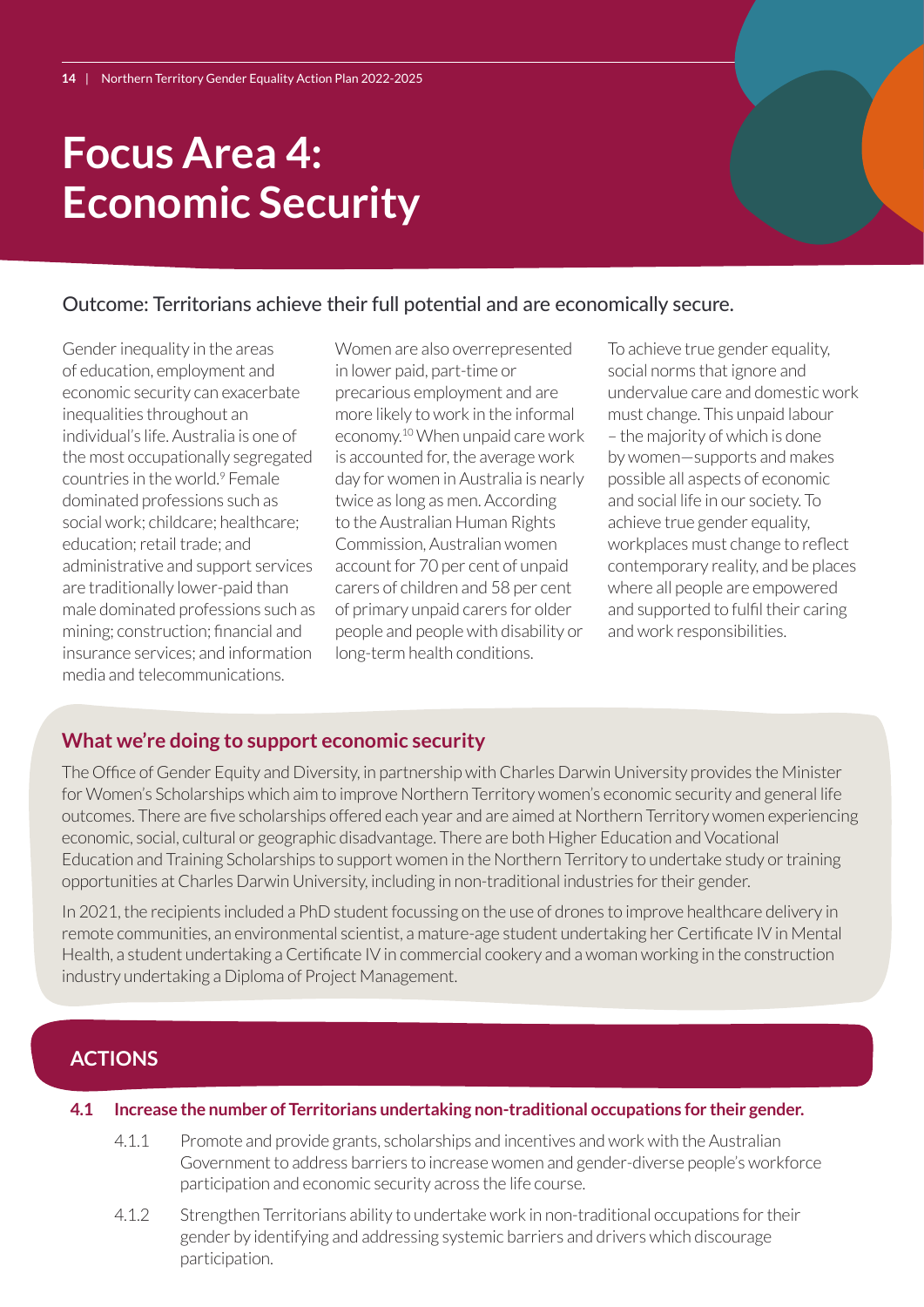# Focus Area 4: Economic Security

Outcome: Territorians achieve their full potential and are economically secure.

Gender inequality in the areas of education, employment and economic security can exacerbate inequalities throughout an individual's life. Australia is one of the most occupationally segregated countries in the world.[9] Female dominated professions such as social work; childcare; healthcare; education; retail trade; and administrative and support services are traditionally lower-paid than male dominated professions such as mining; construction; financial and insurance services; and information media and telecommunications.

Women are also overrepresented in lower paid, part-time or precarious employment and are more likely to work in the informal economy.[10] When unpaid care work is accounted for, the average work day for women in Australia is nearly twice as long as men. According to the Australian Human Rights Commission, Australian women account for 70 per cent of unpaid carers of children and 58 per cent of primary unpaid carers for older people and people with disability or long-term health conditions.

To achieve true gender equality, social norms that ignore and undervalue care and domestic work must change. This unpaid labour – the majority of which is done by women—supports and makes possible all aspects of economic and social life in our society. To achieve true gender equality, workplaces must change to reflect contemporary reality, and be places where all people are empowered and supported to fulfil their caring and work responsibilities.

## What we're doing to support economic security

The Office of Gender Equity and Diversity, in partnership with Charles Darwin University provides the Minister for Women's Scholarships which aim to improve Northern Territory women's economic security and general life outcomes. There are five scholarships offered each year and are aimed at Northern Territory women experiencing economic, social, cultural or geographic disadvantage. There are both Higher Education and Vocational Education and Training Scholarships to support women in the Northern Territory to undertake study or training opportunities at Charles Darwin University, including in non-traditional industries for their gender.

In 2021, the recipients included a PhD student focussing on the use of drones to improve healthcare delivery in remote communities, an environmental scientist, a mature-age student undertaking her Certificate IV in Mental Health, a student undertaking a Certificate IV in commercial cookery and a woman working in the construction industry undertaking a Diploma of Project Management.

## ACTIONS

**4.1 Increase the number of Territorians undertaking non-traditional occupations for their gender.**

- 4.1.1 Promote and provide grants, scholarships and incentives and work with the Australian Government to address barriers to increase women and gender-diverse people's workforce participation and economic security across the life course.
- 4.1.2 Strengthen Territorians ability to undertake work in non-traditional occupations for their gender by identifying and addressing systemic barriers and drivers which discourage participation.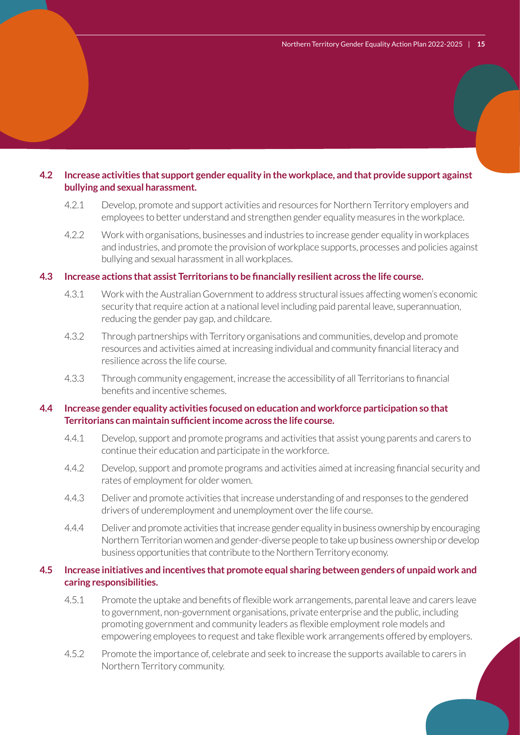**4.2 Increase activities that support gender equality in the workplace, and that provide support against bullying and sexual harassment.**

4.2.1 Develop, promote and support activities and resources for Northern Territory employers and employees to better understand and strengthen gender equality measures in the workplace.

4.2.2 Work with organisations, businesses and industries to increase gender equality in workplaces and industries, and promote the provision of workplace supports, processes and policies against bullying and sexual harassment in all workplaces.

**4.3 Increase actions that assist Territorians to be financially resilient across the life course.**

4.3.1 Work with the Australian Government to address structural issues affecting women's economic security that require action at a national level including paid parental leave, superannuation, reducing the gender pay gap, and childcare.

4.3.2 Through partnerships with Territory organisations and communities, develop and promote resources and activities aimed at increasing individual and community financial literacy and resilience across the life course.

4.3.3 Through community engagement, increase the accessibility of all Territorians to financial benefits and incentive schemes.

**4.4 Increase gender equality activities focused on education and workforce participation so that Territorians can maintain sufficient income across the life course.**

4.4.1 Develop, support and promote programs and activities that assist young parents and carers to continue their education and participate in the workforce.

4.4.2 Develop, support and promote programs and activities aimed at increasing financial security and rates of employment for older women.

4.4.3 Deliver and promote activities that increase understanding of and responses to the gendered drivers of underemployment and unemployment over the life course.

4.4.4 Deliver and promote activities that increase gender equality in business ownership by encouraging Northern Territorian women and gender-diverse people to take up business ownership or develop business opportunities that contribute to the Northern Territory economy.

**4.5 Increase initiatives and incentives that promote equal sharing between genders of unpaid work and caring responsibilities.**

4.5.1 Promote the uptake and benefits of flexible work arrangements, parental leave and carers leave to government, non-government organisations, private enterprise and the public, including promoting government and community leaders as flexible employment role models and empowering employees to request and take flexible work arrangements offered by employers.

4.5.2 Promote the importance of, celebrate and seek to increase the supports available to carers in Northern Territory community.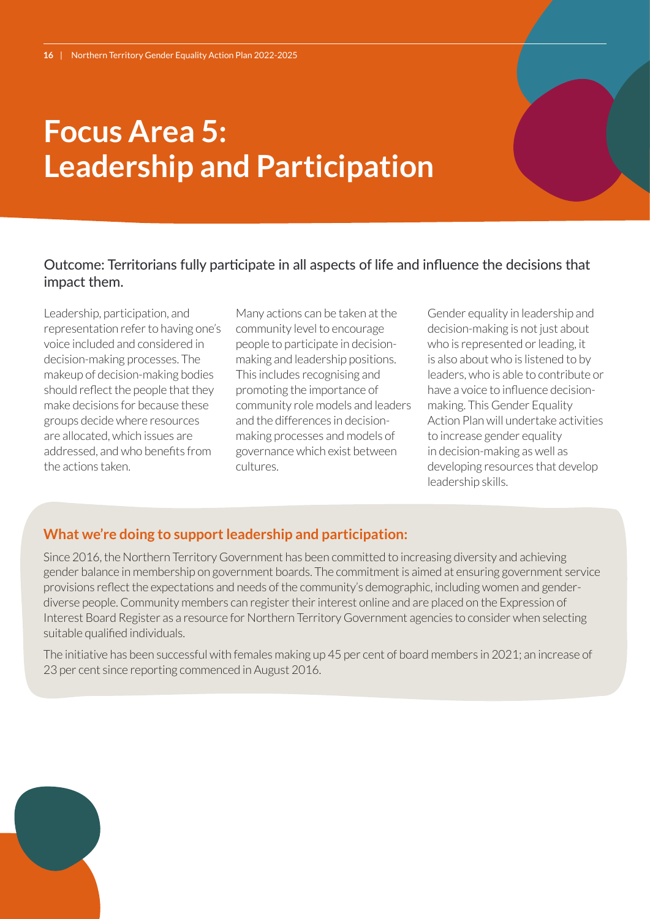# Focus Area 5: Leadership and Participation

Outcome: Territorians fully participate in all aspects of life and influence the decisions that impact them.

Leadership, participation, and representation refer to having one's voice included and considered in decision-making processes. The makeup of decision-making bodies should reflect the people that they make decisions for because these groups decide where resources are allocated, which issues are addressed, and who benefits from the actions taken.

Many actions can be taken at the community level to encourage people to participate in decision-making and leadership positions. This includes recognising and promoting the importance of community role models and leaders and the differences in decision-making processes and models of governance which exist between cultures.

Gender equality in leadership and decision-making is not just about who is represented or leading, it is also about who is listened to by leaders, who is able to contribute or have a voice to influence decision-making. This Gender Equality Action Plan will undertake activities to increase gender equality in decision-making as well as developing resources that develop leadership skills.

### What we're doing to support leadership and participation:

Since 2016, the Northern Territory Government has been committed to increasing diversity and achieving gender balance in membership on government boards. The commitment is aimed at ensuring government service provisions reflect the expectations and needs of the community's demographic, including women and gender-diverse people. Community members can register their interest online and are placed on the Expression of Interest Board Register as a resource for Northern Territory Government agencies to consider when selecting suitable qualified individuals.

The initiative has been successful with females making up 45 per cent of board members in 2021; an increase of 23 per cent since reporting commenced in August 2016.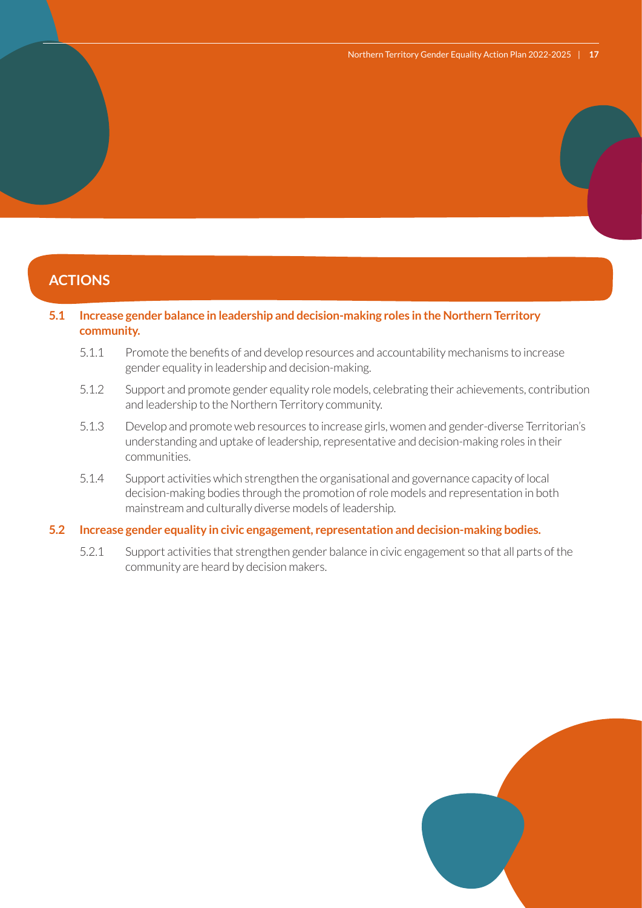## ACTIONS

**5.1 Increase gender balance in leadership and decision-making roles in the Northern Territory community.**

- 5.1.1 Promote the benefits of and develop resources and accountability mechanisms to increase gender equality in leadership and decision-making.
- 5.1.2 Support and promote gender equality role models, celebrating their achievements, contribution and leadership to the Northern Territory community.
- 5.1.3 Develop and promote web resources to increase girls, women and gender-diverse Territorian's understanding and uptake of leadership, representative and decision-making roles in their communities.
- 5.1.4 Support activities which strengthen the organisational and governance capacity of local decision-making bodies through the promotion of role models and representation in both mainstream and culturally diverse models of leadership.

**5.2 Increase gender equality in civic engagement, representation and decision-making bodies.**

- 5.2.1 Support activities that strengthen gender balance in civic engagement so that all parts of the community are heard by decision makers.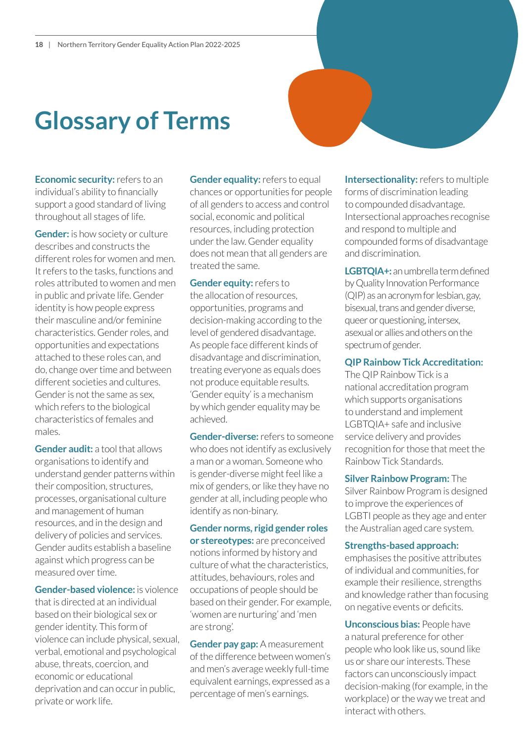# Glossary of Terms

**Economic security:** refers to an individual's ability to financially support a good standard of living throughout all stages of life.

**Gender:** is how society or culture describes and constructs the different roles for women and men. It refers to the tasks, functions and roles attributed to women and men in public and private life. Gender identity is how people express their masculine and/or feminine characteristics. Gender roles, and opportunities and expectations attached to these roles can, and do, change over time and between different societies and cultures. Gender is not the same as sex, which refers to the biological characteristics of females and males.

**Gender audit:** a tool that allows organisations to identify and understand gender patterns within their composition, structures, processes, organisational culture and management of human resources, and in the design and delivery of policies and services. Gender audits establish a baseline against which progress can be measured over time.

**Gender-based violence:** is violence that is directed at an individual based on their biological sex or gender identity. This form of violence can include physical, sexual, verbal, emotional and psychological abuse, threats, coercion, and economic or educational deprivation and can occur in public, private or work life.

**Gender equality:** refers to equal chances or opportunities for people of all genders to access and control social, economic and political resources, including protection under the law. Gender equality does not mean that all genders are treated the same.

**Gender equity:** refers to the allocation of resources, opportunities, programs and decision-making according to the level of gendered disadvantage. As people face different kinds of disadvantage and discrimination, treating everyone as equals does not produce equitable results. 'Gender equity' is a mechanism by which gender equality may be achieved.

**Gender-diverse:** refers to someone who does not identify as exclusively a man or a woman. Someone who is gender-diverse might feel like a mix of genders, or like they have no gender at all, including people who identify as non-binary.

**Gender norms, rigid gender roles or stereotypes:** are preconceived notions informed by history and culture of what the characteristics, attitudes, behaviours, roles and occupations of people should be based on their gender. For example, 'women are nurturing' and 'men are strong'.

**Gender pay gap:** A measurement of the difference between women's and men's average weekly full-time equivalent earnings, expressed as a percentage of men's earnings.

**Intersectionality:** refers to multiple forms of discrimination leading to compounded disadvantage. Intersectional approaches recognise and respond to multiple and compounded forms of disadvantage and discrimination.

**LGBTQIA+:** an umbrella term defined by Quality Innovation Performance (QIP) as an acronym for lesbian, gay, bisexual, trans and gender diverse, queer or questioning, intersex, asexual or allies and others on the spectrum of gender.

**QIP Rainbow Tick Accreditation:** The QIP Rainbow Tick is a national accreditation program which supports organisations to understand and implement LGBTQIA+ safe and inclusive service delivery and provides recognition for those that meet the Rainbow Tick Standards.

**Silver Rainbow Program:** The Silver Rainbow Program is designed to improve the experiences of LGBTI people as they age and enter the Australian aged care system.

**Strengths-based approach:** emphasises the positive attributes of individual and communities, for example their resilience, strengths and knowledge rather than focusing on negative events or deficits.

**Unconscious bias:** People have a natural preference for other people who look like us, sound like us or share our interests. These factors can unconsciously impact decision-making (for example, in the workplace) or the way we treat and interact with others.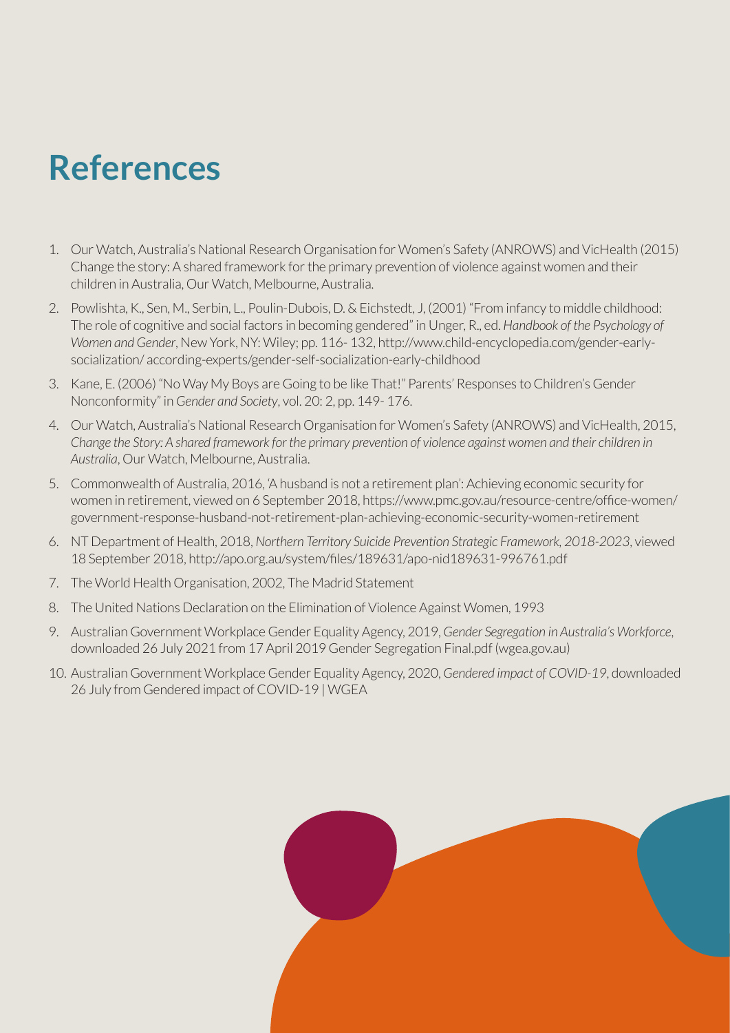# References

1. Our Watch, Australia's National Research Organisation for Women's Safety (ANROWS) and VicHealth (2015) Change the story: A shared framework for the primary prevention of violence against women and their children in Australia, Our Watch, Melbourne, Australia.
2. Powlishta, K., Sen, M., Serbin, L., Poulin-Dubois, D. & Eichstedt, J, (2001) "From infancy to middle childhood: The role of cognitive and social factors in becoming gendered" in Unger, R., ed. *Handbook of the Psychology of Women and Gender*, New York, NY: Wiley; pp. 116- 132, http://www.child-encyclopedia.com/gender-early-socialization/ according-experts/gender-self-socialization-early-childhood
3. Kane, E. (2006) "No Way My Boys are Going to be like That!" Parents' Responses to Children's Gender Nonconformity" in *Gender and Society*, vol. 20: 2, pp. 149- 176.
4. Our Watch, Australia's National Research Organisation for Women's Safety (ANROWS) and VicHealth, 2015, *Change the Story: A shared framework for the primary prevention of violence against women and their children in Australia*, Our Watch, Melbourne, Australia.
5. Commonwealth of Australia, 2016, 'A husband is not a retirement plan': Achieving economic security for women in retirement, viewed on 6 September 2018, https://www.pmc.gov.au/resource-centre/office-women/ government-response-husband-not-retirement-plan-achieving-economic-security-women-retirement
6. NT Department of Health, 2018, *Northern Territory Suicide Prevention Strategic Framework, 2018-2023*, viewed 18 September 2018, http://apo.org.au/system/files/189631/apo-nid189631-996761.pdf
7. The World Health Organisation, 2002, The Madrid Statement
8. The United Nations Declaration on the Elimination of Violence Against Women, 1993
9. Australian Government Workplace Gender Equality Agency, 2019, *Gender Segregation in Australia's Workforce*, downloaded 26 July 2021 from 17 April 2019 Gender Segregation Final.pdf (wgea.gov.au)
10. Australian Government Workplace Gender Equality Agency, 2020, *Gendered impact of COVID-19*, downloaded 26 July from Gendered impact of COVID-19 | WGEA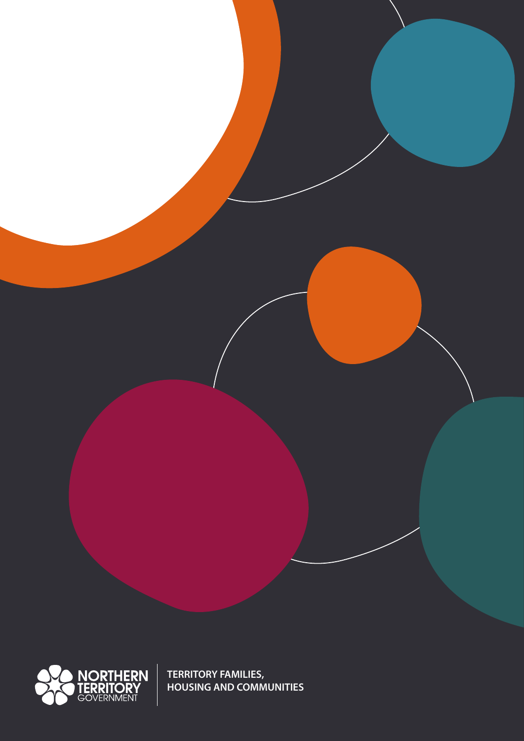NORTHERN TERRITORY GOVERNMENT

TERRITORY FAMILIES, HOUSING AND COMMUNITIES